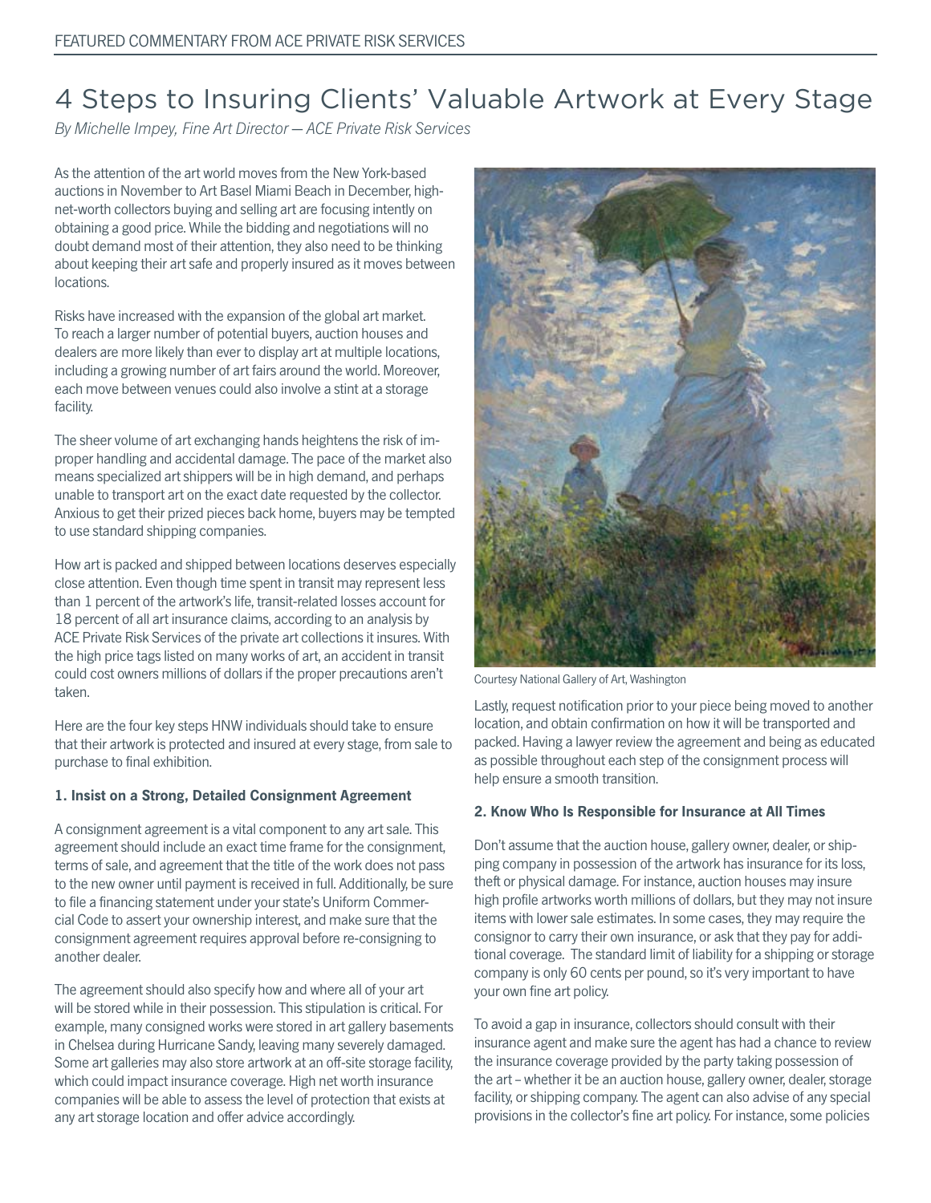FEATURED COMMENTARY FROM ACE PRIVATE RISK SERVICES

# 4 Steps to Insuring Clients' Valuable Artwork at Every Stage

*By Michelle Impey, Fine Art Director — ACE Private Risk Services*

As the attention of the art world moves from the New York-based auctions in November to Art Basel Miami Beach in December, high-net-worth collectors buying and selling art are focusing intently on obtaining a good price. While the bidding and negotiations will no doubt demand most of their attention, they also need to be thinking about keeping their art safe and properly insured as it moves between locations.

Risks have increased with the expansion of the global art market. To reach a larger number of potential buyers, auction houses and dealers are more likely than ever to display art at multiple locations, including a growing number of art fairs around the world. Moreover, each move between venues could also involve a stint at a storage facility.

The sheer volume of art exchanging hands heightens the risk of improper handling and accidental damage. The pace of the market also means specialized art shippers will be in high demand, and perhaps unable to transport art on the exact date requested by the collector. Anxious to get their prized pieces back home, buyers may be tempted to use standard shipping companies.

How art is packed and shipped between locations deserves especially close attention. Even though time spent in transit may represent less than 1 percent of the artwork's life, transit-related losses account for 18 percent of all art insurance claims, according to an analysis by ACE Private Risk Services of the private art collections it insures. With the high price tags listed on many works of art, an accident in transit could cost owners millions of dollars if the proper precautions aren't taken.

Here are the four key steps HNW individuals should take to ensure that their artwork is protected and insured at every stage, from sale to purchase to final exhibition.

### 1. Insist on a Strong, Detailed Consignment Agreement

A consignment agreement is a vital component to any art sale. This agreement should include an exact time frame for the consignment, terms of sale, and agreement that the title of the work does not pass to the new owner until payment is received in full. Additionally, be sure to file a financing statement under your state's Uniform Commercial Code to assert your ownership interest, and make sure that the consignment agreement requires approval before re-consigning to another dealer.

The agreement should also specify how and where all of your art will be stored while in their possession. This stipulation is critical. For example, many consigned works were stored in art gallery basements in Chelsea during Hurricane Sandy, leaving many severely damaged. Some art galleries may also store artwork at an off-site storage facility, which could impact insurance coverage. High net worth insurance companies will be able to assess the level of protection that exists at any art storage location and offer advice accordingly.

Courtesy National Gallery of Art, Washington

Lastly, request notification prior to your piece being moved to another location, and obtain confirmation on how it will be transported and packed. Having a lawyer review the agreement and being as educated as possible throughout each step of the consignment process will help ensure a smooth transition.

### 2. Know Who Is Responsible for Insurance at All Times

Don't assume that the auction house, gallery owner, dealer, or shipping company in possession of the artwork has insurance for its loss, theft or physical damage. For instance, auction houses may insure high profile artworks worth millions of dollars, but they may not insure items with lower sale estimates. In some cases, they may require the consignor to carry their own insurance, or ask that they pay for additional coverage. The standard limit of liability for a shipping or storage company is only 60 cents per pound, so it's very important to have your own fine art policy.

To avoid a gap in insurance, collectors should consult with their insurance agent and make sure the agent has had a chance to review the insurance coverage provided by the party taking possession of the art – whether it be an auction house, gallery owner, dealer, storage facility, or shipping company. The agent can also advise of any special provisions in the collector's fine art policy. For instance, some policies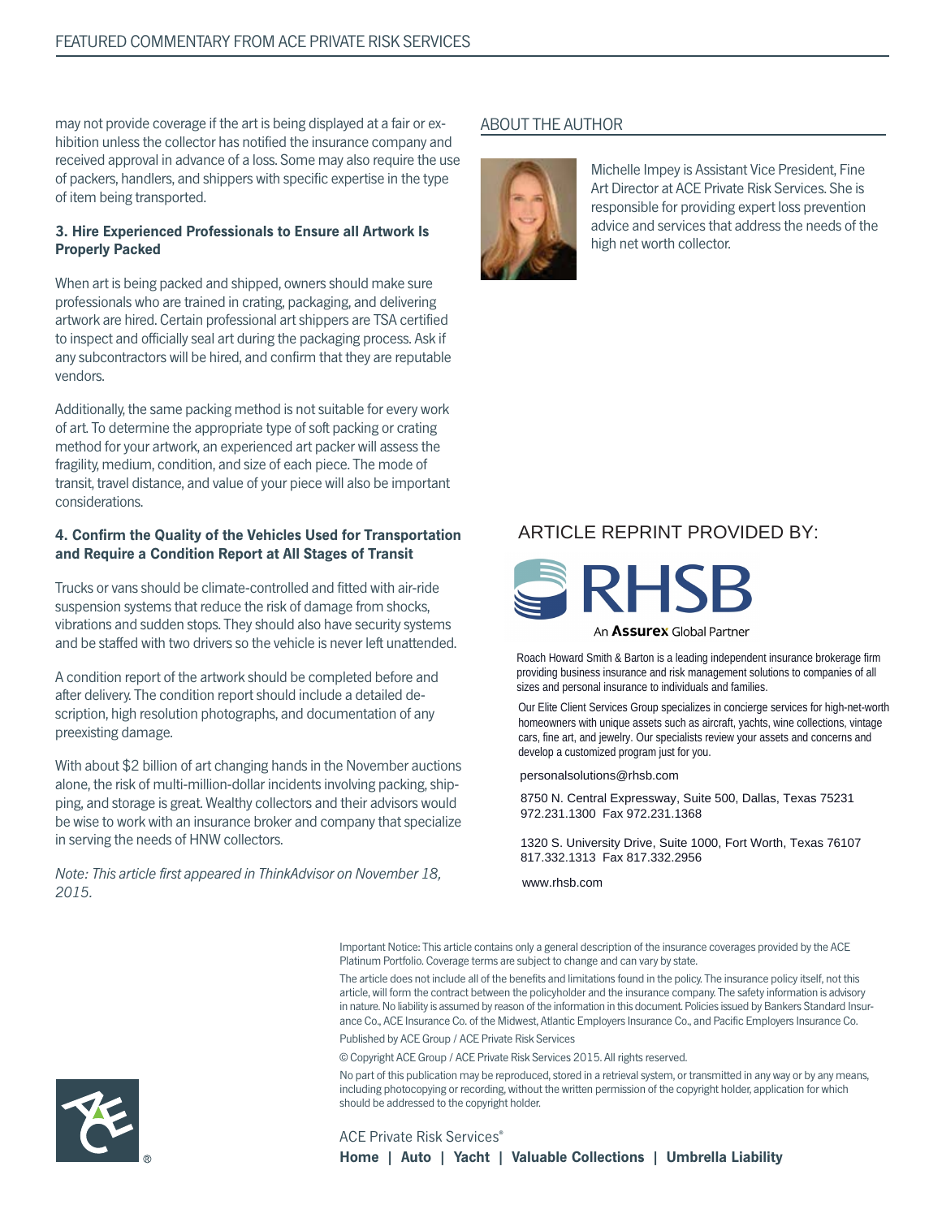may not provide coverage if the art is being displayed at a fair or exhibition unless the collector has notified the insurance company and received approval in advance of a loss. Some may also require the use of packers, handlers, and shippers with specific expertise in the type of item being transported.

**3. Hire Experienced Professionals to Ensure all Artwork Is Properly Packed**

When art is being packed and shipped, owners should make sure professionals who are trained in crating, packaging, and delivering artwork are hired. Certain professional art shippers are TSA certified to inspect and officially seal art during the packaging process. Ask if any subcontractors will be hired, and confirm that they are reputable vendors.

Additionally, the same packing method is not suitable for every work of art. To determine the appropriate type of soft packing or crating method for your artwork, an experienced art packer will assess the fragility, medium, condition, and size of each piece. The mode of transit, travel distance, and value of your piece will also be important considerations.

**4. Confirm the Quality of the Vehicles Used for Transportation and Require a Condition Report at All Stages of Transit**

Trucks or vans should be climate-controlled and fitted with air-ride suspension systems that reduce the risk of damage from shocks, vibrations and sudden stops. They should also have security systems and be staffed with two drivers so the vehicle is never left unattended.

A condition report of the artwork should be completed before and after delivery. The condition report should include a detailed description, high resolution photographs, and documentation of any preexisting damage.

With about $2 billion of art changing hands in the November auctions alone, the risk of multi-million-dollar incidents involving packing, shipping, and storage is great. Wealthy collectors and their advisors would be wise to work with an insurance broker and company that specialize in serving the needs of HNW collectors.

*Note: This article first appeared in ThinkAdvisor on November 18, 2015.*

## ABOUT THE AUTHOR

Michelle Impey is Assistant Vice President, Fine Art Director at ACE Private Risk Services. She is responsible for providing expert loss prevention advice and services that address the needs of the high net worth collector.

## ARTICLE REPRINT PROVIDED BY:

RHSB

An Assurex Global Partner

Roach Howard Smith & Barton is a leading independent insurance brokerage firm providing business insurance and risk management solutions to companies of all sizes and personal insurance to individuals and families.

Our Elite Client Services Group specializes in concierge services for high-net-worth homeowners with unique assets such as aircraft, yachts, wine collections, vintage cars, fine art, and jewelry. Our specialists review your assets and concerns and develop a customized program just for you.

personalsolutions@rhsb.com

8750 N. Central Expressway, Suite 500, Dallas, Texas 75231
972.231.1300 Fax 972.231.1368

1320 S. University Drive, Suite 1000, Fort Worth, Texas 76107
817.332.1313 Fax 817.332.2956

www.rhsb.com

Important Notice: This article contains only a general description of the insurance coverages provided by the ACE Platinum Portfolio. Coverage terms are subject to change and can vary by state.

The article does not include all of the benefits and limitations found in the policy. The insurance policy itself, not this article, will form the contract between the policyholder and the insurance company. The safety information is advisory in nature. No liability is assumed by reason of the information in this document. Policies issued by Bankers Standard Insurance Co., ACE Insurance Co. of the Midwest, Atlantic Employers Insurance Co., and Pacific Employers Insurance Co.

Published by ACE Group / ACE Private Risk Services

© Copyright ACE Group / ACE Private Risk Services 2015. All rights reserved.

No part of this publication may be reproduced, stored in a retrieval system, or transmitted in any way or by any means, including photocopying or recording, without the written permission of the copyright holder, application for which should be addressed to the copyright holder.

ACE Private Risk Services®

**Home | Auto | Yacht | Valuable Collections | Umbrella Liability**